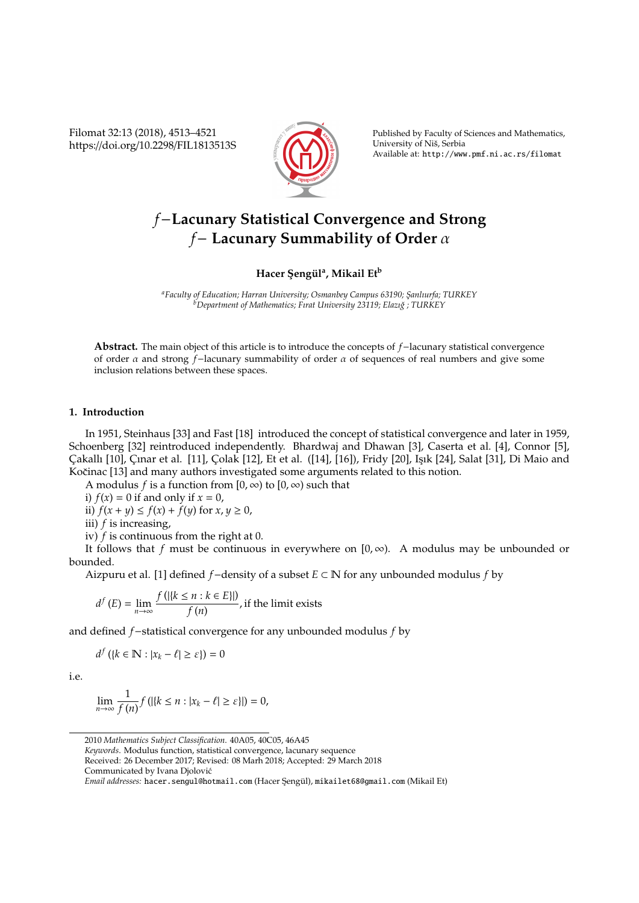# $f-$Lacunary Statistical Convergence and Strong $f-$ Lacunary Summability of Order $\alpha$

**Hacer Şengül[a], Mikail Et[b]**

[a]*Faculty of Education; Harran University; Osmanbey Campus 63190; Şanlıurfa; TURKEY*
[b]*Department of Mathematics; Fırat University 23119; Elazığ ; TURKEY*

**Abstract.** The main object of this article is to introduce the concepts of $f-$lacunary statistical convergence of order $\alpha$ and strong $f-$lacunary summability of order $\alpha$ of sequences of real numbers and give some inclusion relations between these spaces.

## 1. Introduction

In 1951, Steinhaus [33] and Fast [18] introduced the concept of statistical convergence and later in 1959, Schoenberg [32] reintroduced independently. Bhardwaj and Dhawan [3], Caserta et al. [4], Connor [5], Çakallı [10], Çınar et al. [11], Çolak [12], Et et al. ([14], [16]), Fridy [20], Işık [24], Salat [31], Di Maio and Kočinac [13] and many authors investigated some arguments related to this notion.

A modulus $f$ is a function from $[0,\infty)$ to $[0,\infty)$ such that

i) $f(x)=0$ if and only if $x=0$,

ii) $f(x+y)\leq f(x)+f(y)$ for $x,y\geq 0$,

iii) $f$ is increasing,

iv) $f$ is continuous from the right at 0.

It follows that $f$ must be continuous in everywhere on $[0,\infty)$. A modulus may be unbounded or bounded.

Aizpuru et al. [1] defined $f-$density of a subset $E\subset\mathbb{N}$ for any unbounded modulus $f$ by

$$d^{f}(E)=\lim_{n\to\infty}\frac{f(|\{k\leq n:k\in E\}|)}{f(n)}, \text{if the limit exists}$$

and defined $f-$statistical convergence for any unbounded modulus $f$ by

$$d^{f}(\{k\in\mathbb{N}:|x_k-\ell|\geq\varepsilon\})=0$$

i.e.

$$\lim_{n\to\infty}\frac{1}{f(n)}f(|\{k\leq n:|x_k-\ell|\geq\varepsilon\}|)=0,$$

2010 *Mathematics Subject Classification*. 40A05, 40C05, 46A45

*Keywords*. Modulus function, statistical convergence, lacunary sequence

Received: 26 December 2017; Revised: 08 Marh 2018; Accepted: 29 March 2018

Communicated by Ivana Djolović

*Email addresses:* hacer.sengul@hotmail.com (Hacer Şengül), mikailet68@gmail.com (Mikail Et)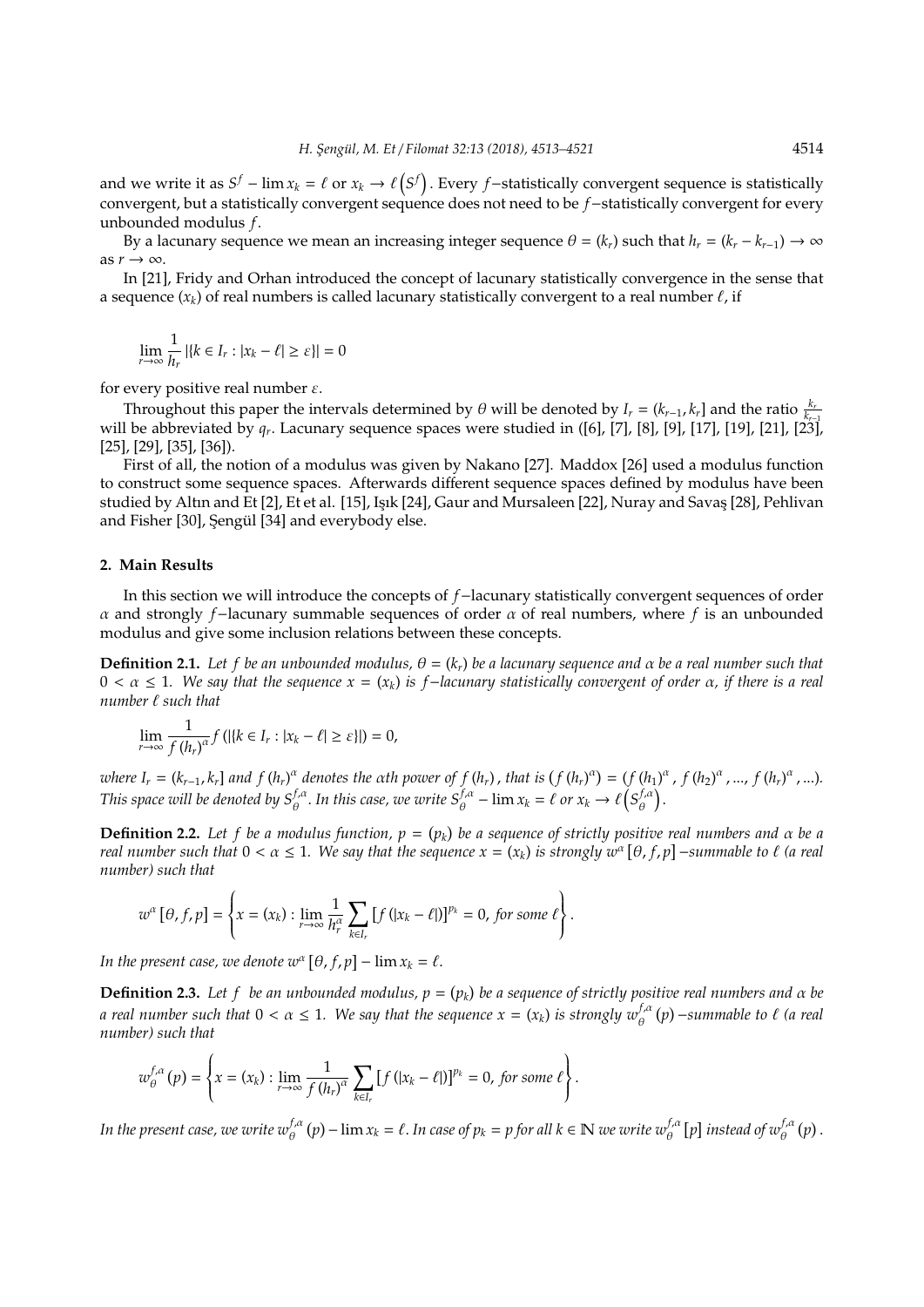and we write it as $S^f-\lim x_k=\ell$ or $x_k\to\ell\left(S^f\right)$. Every $f-$statistically convergent sequence is statistically convergent, but a statistically convergent sequence does not need to be $f-$statistically convergent for every unbounded modulus $f$.

By a lacunary sequence we mean an increasing integer sequence $\theta=(k_r)$ such that $h_r=(k_r-k_{r-1})\to\infty$ as $r\to\infty$.

In [21], Fridy and Orhan introduced the concept of lacunary statistically convergence in the sense that a sequence $(x_k)$ of real numbers is called lacunary statistically convergent to a real number $\ell$, if

$$\lim_{r\to\infty}\frac{1}{h_r}\left|\{k\in I_r:|x_k-\ell|\geq\varepsilon\}\right|=0$$

for every positive real number $\varepsilon$.

Throughout this paper the intervals determined by $\theta$ will be denoted by $I_r=(k_{r-1},k_r]$ and the ratio $\frac{k_r}{k_{r-1}}$ will be abbreviated by $q_r$. Lacunary sequence spaces were studied in ([6], [7], [8], [9], [17], [19], [21], [23], [25], [29], [35], [36]).

First of all, the notion of a modulus was given by Nakano [27]. Maddox [26] used a modulus function to construct some sequence spaces. Afterwards different sequence spaces defined by modulus have been studied by Altın and Et [2], Et et al. [15], Işık [24], Gaur and Mursaleen [22], Nuray and Savaş [28], Pehlivan and Fisher [30], Şengül [34] and everybody else.

## 2. Main Results

In this section we will introduce the concepts of $f-$lacunary statistically convergent sequences of order $\alpha$ and strongly $f-$lacunary summable sequences of order $\alpha$ of real numbers, where $f$ is an unbounded modulus and give some inclusion relations between these concepts.

**Definition 2.1.** *Let $f$ be an unbounded modulus, $\theta=(k_r)$ be a lacunary sequence and $\alpha$ be a real number such that $0<\alpha\leq 1$. We say that the sequence $x=(x_k)$ is $f-$lacunary statistically convergent of order $\alpha$, if there is a real number $\ell$ such that*

$$\lim_{r\to\infty}\frac{1}{f(h_r)^{\alpha}}f\left(\left|\{k\in I_r:|x_k-\ell|\geq\varepsilon\}\right|\right)=0,$$

*where $I_r=(k_{r-1},k_r]$ and $f(h_r)^{\alpha}$ denotes the $\alpha$th power of $f(h_r)$, that is $\left(f(h_r)^{\alpha}\right)=\left(f(h_1)^{\alpha},f(h_2)^{\alpha},...,f(h_r)^{\alpha},...\right)$. This space will be denoted by $S_{\theta}^{f,\alpha}$. In this case, we write $S_{\theta}^{f,\alpha}-\lim x_k=\ell$ or $x_k\to\ell\left(S_{\theta}^{f,\alpha}\right)$.*

**Definition 2.2.** *Let $f$ be a modulus function, $p=(p_k)$ be a sequence of strictly positive real numbers and $\alpha$ be a real number such that $0<\alpha\leq 1$. We say that the sequence $x=(x_k)$ is strongly $w^{\alpha}[\theta,f,p]-$summable to $\ell$ (a real number) such that*

$$w^{\alpha}[\theta,f,p]=\left\{x=(x_k):\lim_{r\to\infty}\frac{1}{h_r^{\alpha}}\sum_{k\in I_r}\left[f\left(|x_k-\ell|\right)\right]^{p_k}=0,\text{ for some }\ell\right\}.$$

*In the present case, we denote $w^{\alpha}[\theta,f,p]-\lim x_k=\ell$.*

**Definition 2.3.** *Let $f$ be an unbounded modulus, $p=(p_k)$ be a sequence of strictly positive real numbers and $\alpha$ be a real number such that $0<\alpha\leq 1$. We say that the sequence $x=(x_k)$ is strongly $w_{\theta}^{f,\alpha}(p)-$summable to $\ell$ (a real number) such that*

$$w_{\theta}^{f,\alpha}(p)=\left\{x=(x_k):\lim_{r\to\infty}\frac{1}{f(h_r)^{\alpha}}\sum_{k\in I_r}\left[f\left(|x_k-\ell|\right)\right]^{p_k}=0,\text{ for some }\ell\right\}.$$

*In the present case, we write $w_{\theta}^{f,\alpha}(p)-\lim x_k=\ell$. In case of $p_k=p$ for all $k\in\mathbb{N}$ we write $w_{\theta}^{f,\alpha}[p]$ instead of $w_{\theta}^{f,\alpha}(p)$.*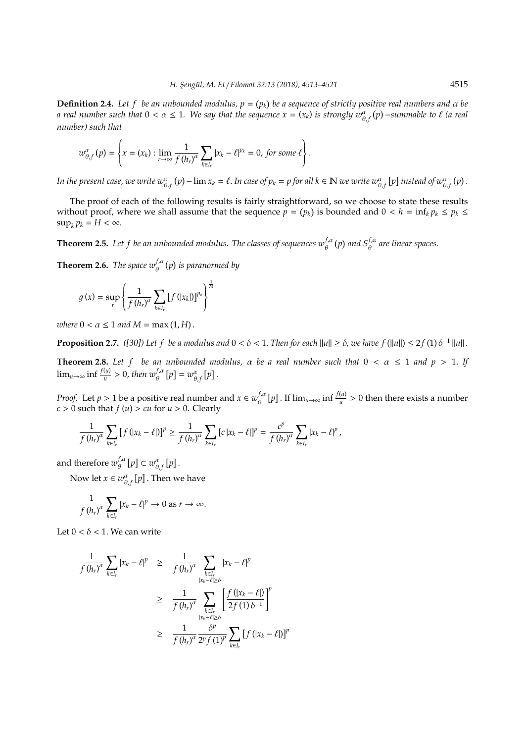**Definition 2.4.** *Let $f$ be an unbounded modulus, $p = (p_k)$ be a sequence of strictly positive real numbers and $\alpha$ be a real number such that $0 < \alpha \leq 1$. We say that the sequence $x = (x_k)$ is strongly $w^{\alpha}_{\theta,f}(p)$−summable to $\ell$ (a real number) such that*

$$w^{\alpha}_{\theta,f}(p) = \left\{ x = (x_k) : \lim_{r\to\infty} \frac{1}{f(h_r)^{\alpha}} \sum_{k\in I_r} |x_k - \ell|^{p_k} = 0, \text{ for some } \ell \right\}.$$

*In the present case, we write $w^{\alpha}_{\theta,f}(p) - \lim x_k = \ell$. In case of $p_k = p$ for all $k \in \mathbb{N}$ we write $w^{\alpha}_{\theta,f}[p]$ instead of $w^{\alpha}_{\theta,f}(p)$.*

The proof of each of the following results is fairly straightforward, so we choose to state these results without proof, where we shall assume that the sequence $p = (p_k)$ is bounded and $0 < h = \inf_k p_k \leq p_k \leq \sup_k p_k = H < \infty$.

**Theorem 2.5.** *Let $f$ be an unbounded modulus. The classes of sequences $w^{f,\alpha}_{\theta}(p)$ and $S^{f,\alpha}_{\theta}$ are linear spaces.*

**Theorem 2.6.** *The space $w^{f,\alpha}_{\theta}(p)$ is paranormed by*

$$g(x) = \sup_r \left\{ \frac{1}{f(h_r)^{\alpha}} \sum_{k\in I_r} \left[f(|x_k|)\right]^{p_k} \right\}^{\frac{1}{M}}$$

*where $0 < \alpha \leq 1$ and $M = \max(1, H)$.*

**Proposition 2.7.** *([30]) Let $f$ be a modulus and $0 < \delta < 1$. Then for each $\|u\| \geq \delta$, we have $f(\|u\|) \leq 2f(1)\delta^{-1}\|u\|$.*

**Theorem 2.8.** *Let $f$ be an unbounded modulus, $\alpha$ be a real number such that $0 < \alpha \leq 1$ and $p > 1$. If $\lim_{u\to\infty} \inf \frac{f(u)}{u} > 0$, then $w^{f,\alpha}_{\theta}[p] = w^{\alpha}_{\theta,f}[p]$.*

*Proof.* Let $p > 1$ be a positive real number and $x \in w^{f,\alpha}_{\theta}[p]$. If $\lim_{u\to\infty} \inf \frac{f(u)}{u} > 0$ then there exists a number $c > 0$ such that $f(u) > cu$ for $u > 0$. Clearly

$$\frac{1}{f(h_r)^{\alpha}} \sum_{k\in I_r} \left[f(|x_k - \ell|)\right]^p \geq \frac{1}{f(h_r)^{\alpha}} \sum_{k\in I_r} \left[c|x_k - \ell|\right]^p = \frac{c^p}{f(h_r)^{\alpha}} \sum_{k\in I_r} |x_k - \ell|^p,$$

and therefore $w^{f,\alpha}_{\theta}[p] \subset w^{\alpha}_{\theta,f}[p]$.

Now let $x \in w^{\alpha}_{\theta,f}[p]$. Then we have

$$\frac{1}{f(h_r)^{\alpha}} \sum_{k\in I_r} |x_k - \ell|^p \to 0 \text{ as } r \to \infty.$$

Let $0 < \delta < 1$. We can write

$$\begin{aligned}
\frac{1}{f(h_r)^{\alpha}} \sum_{k\in I_r} |x_k - \ell|^p &\geq \frac{1}{f(h_r)^{\alpha}} \sum_{\substack{k\in I_r \\ |x_k - \ell| \geq \delta}} |x_k - \ell|^p \\
&\geq \frac{1}{f(h_r)^{\alpha}} \sum_{\substack{k\in I_r \\ |x_k - \ell| \geq \delta}} \left[\frac{f(|x_k - \ell|)}{2f(1)\delta^{-1}}\right]^p \\
&\geq \frac{1}{f(h_r)^{\alpha}} \frac{\delta^p}{2^p f(1)^p} \sum_{k\in I_r} \left[f(|x_k - \ell|)\right]^p
\end{aligned}$$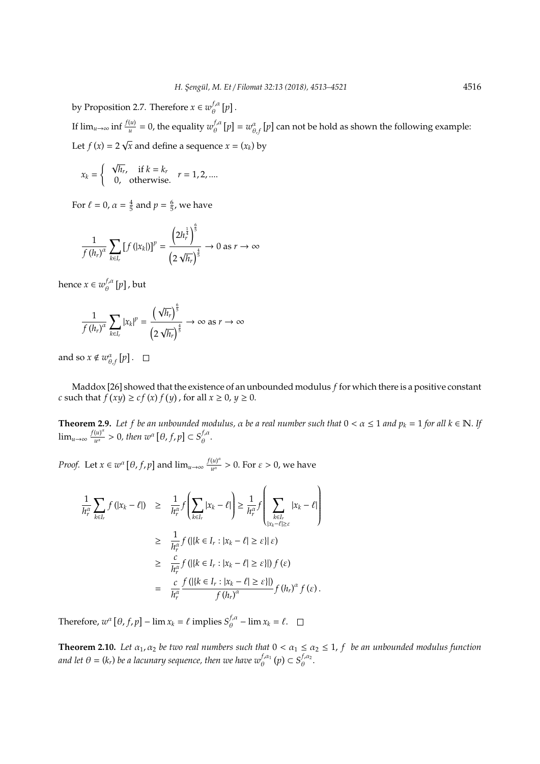by Proposition 2.7. Therefore $x \in w_{\theta}^{f,\alpha}[p]$.

If $\lim_{u\to\infty} \inf \frac{f(u)}{u} = 0$, the equality $w_{\theta}^{f,\alpha}[p] = w_{\theta,f}^{\alpha}[p]$ can not be hold as shown the following example: Let $f(x) = 2\sqrt{x}$ and define a sequence $x = (x_k)$ by

$$x_k = \begin{cases} \sqrt{h_r}, & \text{if } k = k_r \\ 0, & \text{otherwise.} \end{cases} \quad r = 1, 2, ....$$

For $\ell = 0$, $\alpha = \frac{4}{5}$ and $p = \frac{6}{5}$, we have

$$\frac{1}{f(h_r)^{\alpha}} \sum_{k \in I_r} [f(|x_k|)]^p = \frac{\left(2h_r^{\frac{1}{4}}\right)^{\frac{6}{5}}}{\left(2\sqrt{h_r}\right)^{\frac{4}{5}}} \to 0 \text{ as } r \to \infty$$

hence $x \in w_{\theta}^{f,\alpha}[p]$, but

$$\frac{1}{f(h_r)^{\alpha}} \sum_{k \in I_r} |x_k|^p = \frac{\left(\sqrt{h_r}\right)^{\frac{6}{5}}}{\left(2\sqrt{h_r}\right)^{\frac{4}{5}}} \to \infty \text{ as } r \to \infty$$

and so $x \notin w_{\theta,f}^{\alpha}[p]$. □

Maddox [26] showed that the existence of an unbounded modulus $f$ for which there is a positive constant $c$ such that $f(xy) \geq cf(x)f(y)$, for all $x \geq 0$, $y \geq 0$.

**Theorem 2.9.** *Let $f$ be an unbounded modulus, $\alpha$ be a real number such that $0 < \alpha \leq 1$ and $p_k = 1$ for all $k \in \mathbb{N}$. If $\lim_{u\to\infty} \frac{f(u)^{\alpha}}{u^{\alpha}} > 0$, then $w^{\alpha}[\theta, f, p] \subset S_{\theta}^{f,\alpha}$.*

*Proof.* Let $x \in w^{\alpha}[\theta, f, p]$ and $\lim_{u\to\infty} \frac{f(u)^{\alpha}}{u^{\alpha}} > 0$. For $\varepsilon > 0$, we have

$$\begin{aligned}
\frac{1}{h_r^{\alpha}} \sum_{k \in I_r} f(|x_k - \ell|) &\geq \frac{1}{h_r^{\alpha}} f\left(\sum_{k \in I_r} |x_k - \ell|\right) \geq \frac{1}{h_r^{\alpha}} f\left(\sum_{\substack{k \in I_r \\ |x_k - \ell| \geq \varepsilon}} |x_k - \ell|\right) \\
&\geq \frac{1}{h_r^{\alpha}} f(|\{k \in I_r : |x_k - \ell| \geq \varepsilon\}| \varepsilon) \\
&\geq \frac{c}{h_r^{\alpha}} f(|\{k \in I_r : |x_k - \ell| \geq \varepsilon\}|) f(\varepsilon) \\
&= \frac{c}{h_r^{\alpha}} \frac{f(|\{k \in I_r : |x_k - \ell| \geq \varepsilon\}|)}{f(h_r)^{\alpha}} f(h_r)^{\alpha} f(\varepsilon).
\end{aligned}$$

Therefore, $w^{\alpha}[\theta, f, p] - \lim x_k = \ell$ implies $S_{\theta}^{f,\alpha} - \lim x_k = \ell$. □

**Theorem 2.10.** *Let $\alpha_1, \alpha_2$ be two real numbers such that $0 < \alpha_1 \leq \alpha_2 \leq 1$, $f$ be an unbounded modulus function and let $\theta = (k_r)$ be a lacunary sequence, then we have $w_{\theta}^{f,\alpha_1}(p) \subset S_{\theta}^{f,\alpha_2}$.*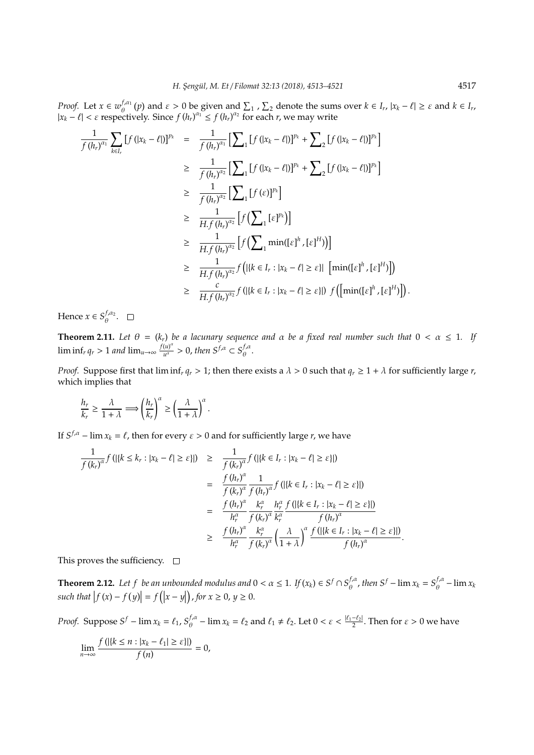*Proof.* Let $x \in w_{\theta}^{f,\alpha_1}(p)$ and $\varepsilon > 0$ be given and $\sum_1$ , $\sum_2$ denote the sums over $k \in I_r$, $|x_k - \ell| \geq \varepsilon$ and $k \in I_r$, $|x_k - \ell| < \varepsilon$ respectively. Since $f(h_r)^{\alpha_1} \leq f(h_r)^{\alpha_2}$ for each $r$, we may write

$$
\begin{aligned}
\frac{1}{f(h_r)^{\alpha_1}} \sum_{k \in I_r} \left[f(|x_k - \ell|)\right]^{p_k} &= \frac{1}{f(h_r)^{\alpha_1}} \Big[\sum\nolimits_1 \left[f(|x_k - \ell|)\right]^{p_k} + \sum\nolimits_2 \left[f(|x_k - \ell|)\right]^{p_k}\Big] \\
&\geq \frac{1}{f(h_r)^{\alpha_2}} \Big[\sum\nolimits_1 \left[f(|x_k - \ell|)\right]^{p_k} + \sum\nolimits_2 \left[f(|x_k - \ell|)\right]^{p_k}\Big] \\
&\geq \frac{1}{f(h_r)^{\alpha_2}} \Big[\sum\nolimits_1 \left[f(\varepsilon)\right]^{p_k}\Big] \\
&\geq \frac{1}{H.f(h_r)^{\alpha_2}} \Big[f\Big(\sum\nolimits_1 [\varepsilon]^{p_k}\Big)\Big] \\
&\geq \frac{1}{H.f(h_r)^{\alpha_2}} \Big[f\Big(\sum\nolimits_1 \min([\varepsilon]^{h}, [\varepsilon]^{H})\Big)\Big] \\
&\geq \frac{1}{H.f(h_r)^{\alpha_2}} f\Big(|\{k \in I_r : |x_k - \ell| \geq \varepsilon\}| \ \Big[\min([\varepsilon]^{h}, [\varepsilon]^{H})\Big]\Big) \\
&\geq \frac{c}{H.f(h_r)^{\alpha_2}} f(|\{k \in I_r : |x_k - \ell| \geq \varepsilon\}|) \ f\Big(\Big[\min([\varepsilon]^{h}, [\varepsilon]^{H})\Big]\Big).
\end{aligned}
$$

Hence $x \in S_{\theta}^{f,\alpha_2}$. $\square$

**Theorem 2.11.** *Let $\theta = (k_r)$ be a lacunary sequence and $\alpha$ be a fixed real number such that $0 < \alpha \leq 1$. If $\liminf_r q_r > 1$ and $\lim_{u \to \infty} \frac{f(u)^{\alpha}}{u^{\alpha}} > 0$, then $S^{f,\alpha} \subset S_{\theta}^{f,\alpha}$.*

*Proof.* Suppose first that $\liminf_r q_r > 1$; then there exists a $\lambda > 0$ such that $q_r \geq 1 + \lambda$ for sufficiently large $r$, which implies that

$$
\frac{h_r}{k_r} \geq \frac{\lambda}{1+\lambda} \Longrightarrow \left(\frac{h_r}{k_r}\right)^{\alpha} \geq \left(\frac{\lambda}{1+\lambda}\right)^{\alpha}.
$$

If $S^{f,\alpha} - \lim x_k = \ell$, then for every $\varepsilon > 0$ and for sufficiently large $r$, we have

$$
\begin{aligned}
\frac{1}{f(k_r)^{\alpha}} f(|\{k \leq k_r : |x_k - \ell| \geq \varepsilon\}|) &\geq \frac{1}{f(k_r)^{\alpha}} f(|\{k \in I_r : |x_k - \ell| \geq \varepsilon\}|) \\
&= \frac{f(h_r)^{\alpha}}{f(k_r)^{\alpha}} \frac{1}{f(h_r)^{\alpha}} f(|\{k \in I_r : |x_k - \ell| \geq \varepsilon\}|) \\
&= \frac{f(h_r)^{\alpha}}{h_r^{\alpha}} \frac{k_r^{\alpha}}{f(k_r)^{\alpha}} \frac{h_r^{\alpha}}{k_r^{\alpha}} \frac{f(|\{k \in I_r : |x_k - \ell| \geq \varepsilon\}|)}{f(h_r)^{\alpha}} \\
&\geq \frac{f(h_r)^{\alpha}}{h_r^{\alpha}} \frac{k_r^{\alpha}}{f(k_r)^{\alpha}} \left(\frac{\lambda}{1+\lambda}\right)^{\alpha} \frac{f(|\{k \in I_r : |x_k - \ell| \geq \varepsilon\}|)}{f(h_r)^{\alpha}}.
\end{aligned}
$$

This proves the sufficiency. $\square$

**Theorem 2.12.** *Let $f$ be an unbounded modulus and $0 < \alpha \leq 1$. If $(x_k) \in S^f \cap S_{\theta}^{f,\alpha}$, then $S^f - \lim x_k = S_{\theta}^{f,\alpha} - \lim x_k$ such that $\left|f(x) - f(y)\right| = f\left(|x - y|\right)$, for $x \geq 0$, $y \geq 0$.*

*Proof.* Suppose $S^f - \lim x_k = \ell_1$, $S_{\theta}^{f,\alpha} - \lim x_k = \ell_2$ and $\ell_1 \neq \ell_2$. Let $0 < \varepsilon < \frac{|\ell_1 - \ell_2|}{2}$. Then for $\varepsilon > 0$ we have

$$
\lim_{n \to \infty} \frac{f(|\{k \leq n : |x_k - \ell_1| \geq \varepsilon\}|)}{f(n)} = 0,
$$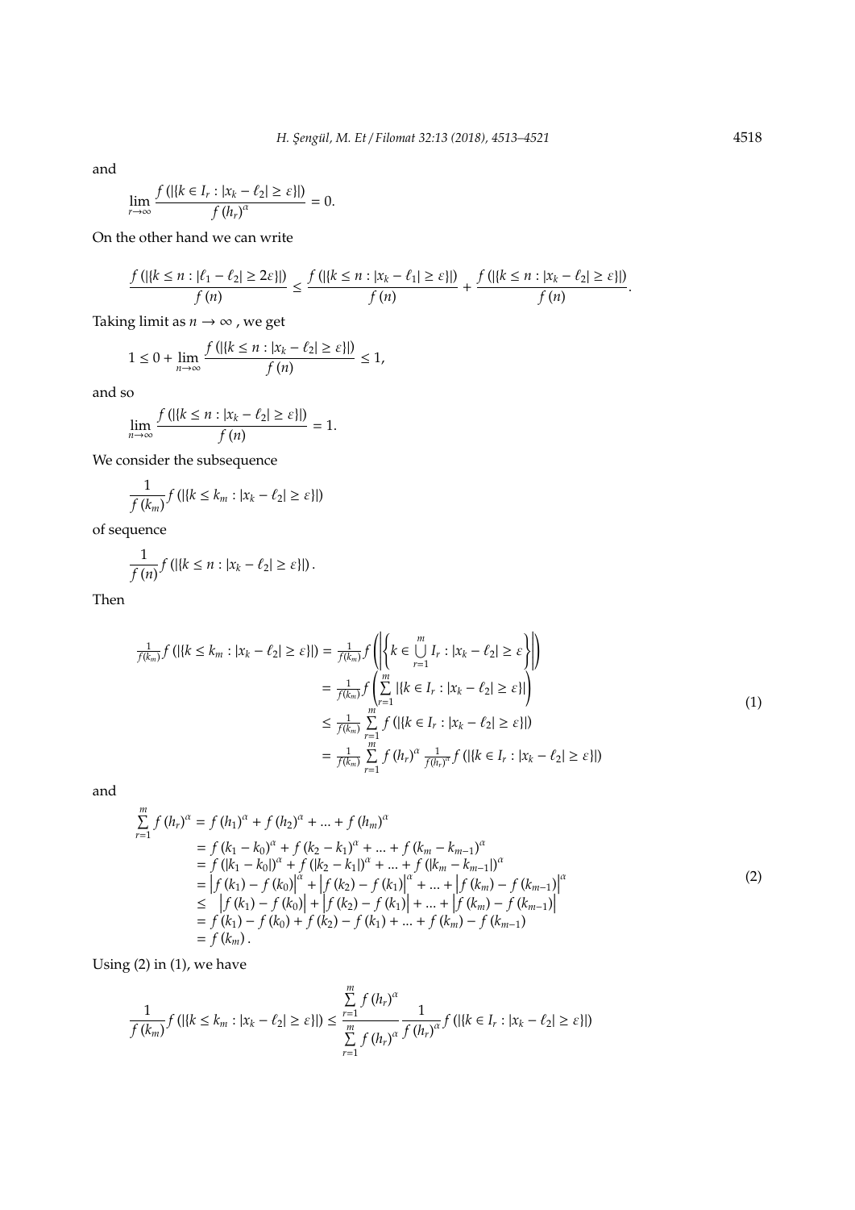and

$$\lim_{r\to\infty} \frac{f\left(|\{k \in I_r : |x_k - \ell_2| \geq \varepsilon\}|\right)}{f\left(h_r\right)^{\alpha}} = 0.$$

On the other hand we can write

$$\frac{f\left(|\{k \leq n : |\ell_1 - \ell_2| \geq 2\varepsilon\}|\right)}{f\left(n\right)} \leq \frac{f\left(|\{k \leq n : |x_k - \ell_1| \geq \varepsilon\}|\right)}{f\left(n\right)} + \frac{f\left(|\{k \leq n : |x_k - \ell_2| \geq \varepsilon\}|\right)}{f\left(n\right)}.$$

Taking limit as $n \to \infty$ , we get

$$1 \leq 0 + \lim_{n\to\infty} \frac{f\left(|\{k \leq n : |x_k - \ell_2| \geq \varepsilon\}|\right)}{f\left(n\right)} \leq 1,$$

and so

$$\lim_{n\to\infty} \frac{f\left(|\{k \leq n : |x_k - \ell_2| \geq \varepsilon\}|\right)}{f\left(n\right)} = 1.$$

We consider the subsequence

$$\frac{1}{f\left(k_m\right)} f\left(|\{k \leq k_m : |x_k - \ell_2| \geq \varepsilon\}|\right)$$

of sequence

$$\frac{1}{f\left(n\right)} f\left(|\{k \leq n : |x_k - \ell_2| \geq \varepsilon\}|\right).$$

Then

$$\begin{aligned}
\tfrac{1}{f(k_m)} f\left(|\{k \leq k_m : |x_k - \ell_2| \geq \varepsilon\}|\right) &= \tfrac{1}{f(k_m)} f\left(\left|\left\{k \in \bigcup_{r=1}^{m} I_r : |x_k - \ell_2| \geq \varepsilon\right\}\right|\right) \\
&= \tfrac{1}{f(k_m)} f\left(\sum_{r=1}^{m} |\{k \in I_r : |x_k - \ell_2| \geq \varepsilon\}|\right) \\
&\leq \tfrac{1}{f(k_m)} \sum_{r=1}^{m} f\left(|\{k \in I_r : |x_k - \ell_2| \geq \varepsilon\}|\right) \\
&= \tfrac{1}{f(k_m)} \sum_{r=1}^{m} f\left(h_r\right)^{\alpha} \tfrac{1}{f(h_r)^{\alpha}} f\left(|\{k \in I_r : |x_k - \ell_2| \geq \varepsilon\}|\right)
\end{aligned} \tag{1}$$

and

$$\begin{aligned}
\sum_{r=1}^{m} f\left(h_r\right)^{\alpha} &= f\left(h_1\right)^{\alpha} + f\left(h_2\right)^{\alpha} + \dots + f\left(h_m\right)^{\alpha} \\
&= f\left(k_1 - k_0\right)^{\alpha} + f\left(k_2 - k_1\right)^{\alpha} + \dots + f\left(k_m - k_{m-1}\right)^{\alpha} \\
&= f\left(|k_1 - k_0|\right)^{\alpha} + f\left(|k_2 - k_1|\right)^{\alpha} + \dots + f\left(|k_m - k_{m-1}|\right)^{\alpha} \\
&= \left|f\left(k_1\right) - f\left(k_0\right)\right|^{\alpha} + \left|f\left(k_2\right) - f\left(k_1\right)\right|^{\alpha} + \dots + \left|f\left(k_m\right) - f\left(k_{m-1}\right)\right|^{\alpha} \\
&\leq \left|f\left(k_1\right) - f\left(k_0\right)\right| + \left|f\left(k_2\right) - f\left(k_1\right)\right| + \dots + \left|f\left(k_m\right) - f\left(k_{m-1}\right)\right| \\
&= f\left(k_1\right) - f\left(k_0\right) + f\left(k_2\right) - f\left(k_1\right) + \dots + f\left(k_m\right) - f\left(k_{m-1}\right) \\
&= f\left(k_m\right).
\end{aligned} \tag{2}$$

Using (2) in (1), we have

$$\frac{1}{f\left(k_m\right)} f\left(|\{k \leq k_m : |x_k - \ell_2| \geq \varepsilon\}|\right) \leq \frac{\sum_{r=1}^{m} f\left(h_r\right)^{\alpha}}{\sum_{r=1}^{m} f\left(h_r\right)^{\alpha}} \frac{1}{f\left(h_r\right)^{\alpha}} f\left(|\{k \in I_r : |x_k - \ell_2| \geq \varepsilon\}|\right)$$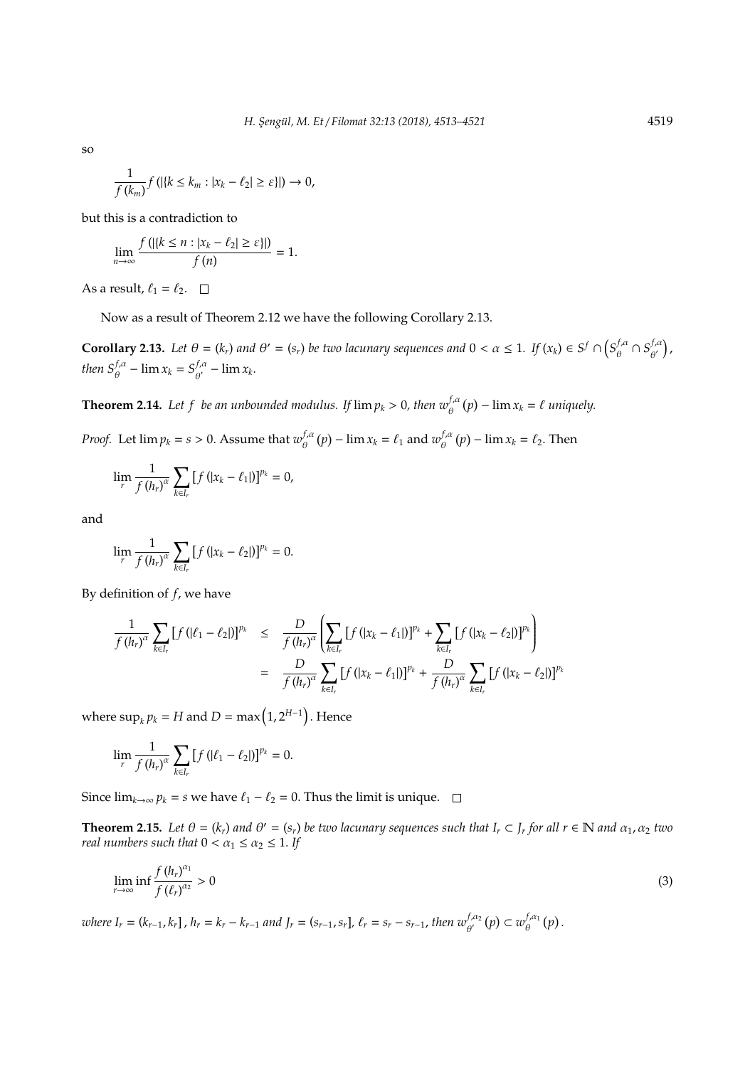so

$$\frac{1}{f(k_m)} f(|\{k \leq k_m : |x_k - \ell_2| \geq \varepsilon\}|) \to 0,$$

but this is a contradiction to

$$\lim_{n\to\infty} \frac{f(|\{k \leq n : |x_k - \ell_2| \geq \varepsilon\}|)}{f(n)} = 1.$$

As a result, $\ell_1 = \ell_2$. □

Now as a result of Theorem 2.12 we have the following Corollary 2.13.

**Corollary 2.13.** *Let $\theta = (k_r)$ and $\theta' = (s_r)$ be two lacunary sequences and $0 < \alpha \leq 1$. If $(x_k) \in S^f \cap \left(S_\theta^{f,\alpha} \cap S_{\theta'}^{f,\alpha}\right)$, then $S_\theta^{f,\alpha} - \lim x_k = S_{\theta'}^{f,\alpha} - \lim x_k$.*

**Theorem 2.14.** *Let $f$ be an unbounded modulus. If $\lim p_k > 0$, then $w_\theta^{f,\alpha}(p) - \lim x_k = \ell$ uniquely.*

*Proof.* Let $\lim p_k = s > 0$. Assume that $w_\theta^{f,\alpha}(p) - \lim x_k = \ell_1$ and $w_\theta^{f,\alpha}(p) - \lim x_k = \ell_2$. Then

$$\lim_r \frac{1}{f(h_r)^\alpha} \sum_{k\in I_r} \left[f(|x_k - \ell_1|)\right]^{p_k} = 0,$$

and

$$\lim_r \frac{1}{f(h_r)^\alpha} \sum_{k\in I_r} \left[f(|x_k - \ell_2|)\right]^{p_k} = 0.$$

By definition of $f$, we have

$$\begin{aligned}
\frac{1}{f(h_r)^\alpha} \sum_{k\in I_r} \left[f(|\ell_1 - \ell_2|)\right]^{p_k} &\leq \frac{D}{f(h_r)^\alpha} \left(\sum_{k\in I_r} \left[f(|x_k - \ell_1|)\right]^{p_k} + \sum_{k\in I_r} \left[f(|x_k - \ell_2|)\right]^{p_k}\right) \\
&= \frac{D}{f(h_r)^\alpha} \sum_{k\in I_r} \left[f(|x_k - \ell_1|)\right]^{p_k} + \frac{D}{f(h_r)^\alpha} \sum_{k\in I_r} \left[f(|x_k - \ell_2|)\right]^{p_k}
\end{aligned}$$

where $\sup_k p_k = H$ and $D = \max\left(1, 2^{H-1}\right)$. Hence

$$\lim_r \frac{1}{f(h_r)^\alpha} \sum_{k\in I_r} \left[f(|\ell_1 - \ell_2|)\right]^{p_k} = 0.$$

Since $\lim_{k\to\infty} p_k = s$ we have $\ell_1 - \ell_2 = 0$. Thus the limit is unique. □

**Theorem 2.15.** *Let $\theta = (k_r)$ and $\theta' = (s_r)$ be two lacunary sequences such that $I_r \subset J_r$ for all $r \in \mathbb{N}$ and $\alpha_1, \alpha_2$ two real numbers such that $0 < \alpha_1 \leq \alpha_2 \leq 1$. If*

$$\liminf_{r\to\infty} \frac{f(h_r)^{\alpha_1}}{f(\ell_r)^{\alpha_2}} > 0 \tag{3}$$

*where $I_r = (k_{r-1}, k_r]$, $h_r = k_r - k_{r-1}$ and $J_r = (s_{r-1}, s_r]$, $\ell_r = s_r - s_{r-1}$, then $w_{\theta'}^{f,\alpha_2}(p) \subset w_\theta^{f,\alpha_1}(p)$.*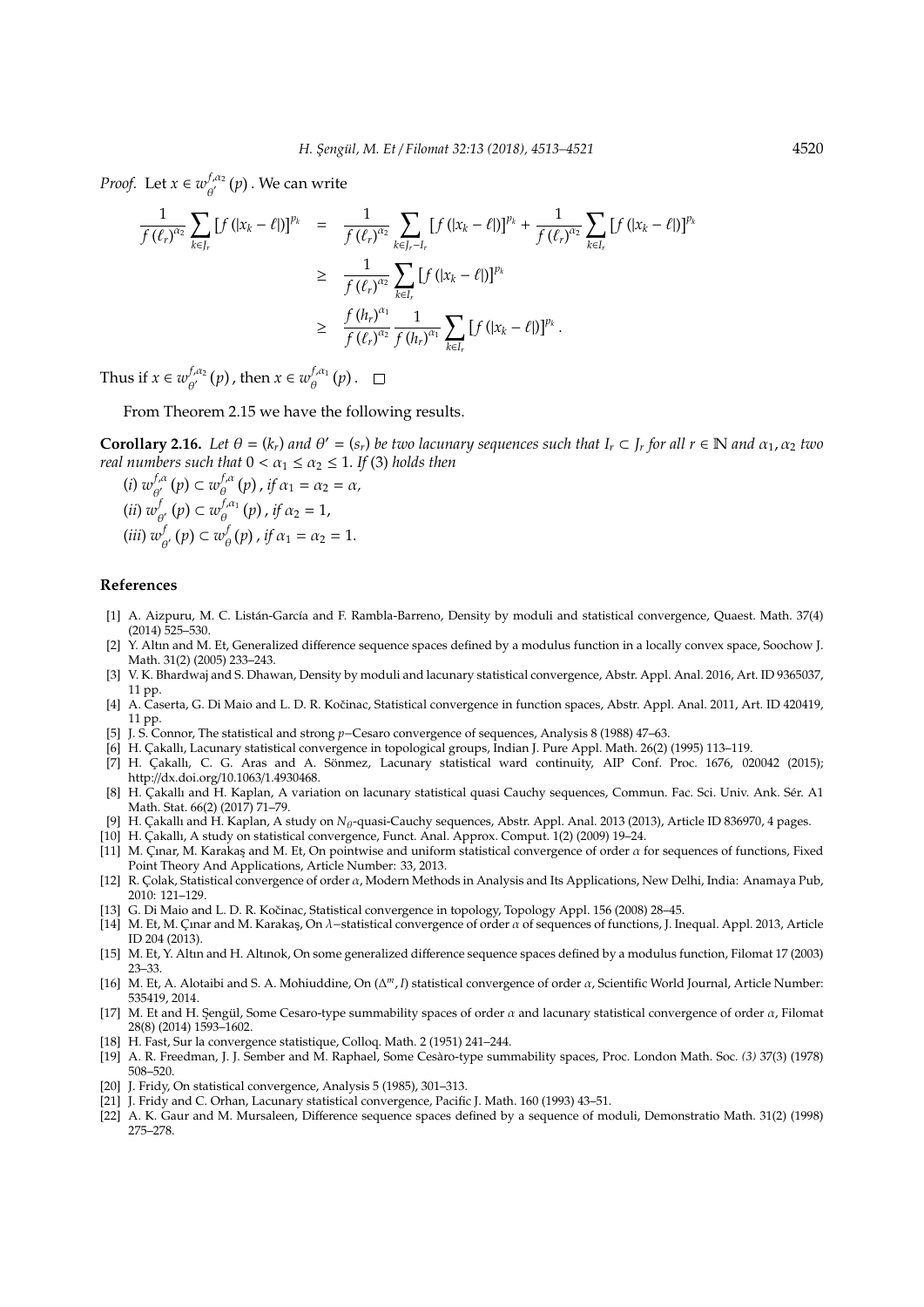*Proof.* Let $x \in w_{\theta'}^{f,\alpha_2}(p)$. We can write

$$\begin{aligned}
\frac{1}{f(\ell_r)^{\alpha_2}} \sum_{k \in J_r} \left[ f(|x_k - \ell|) \right]^{p_k} &= \frac{1}{f(\ell_r)^{\alpha_2}} \sum_{k \in J_r - I_r} \left[ f(|x_k - \ell|) \right]^{p_k} + \frac{1}{f(\ell_r)^{\alpha_2}} \sum_{k \in I_r} \left[ f(|x_k - \ell|) \right]^{p_k} \\
&\geq \frac{1}{f(\ell_r)^{\alpha_2}} \sum_{k \in I_r} \left[ f(|x_k - \ell|) \right]^{p_k} \\
&\geq \frac{f(h_r)^{\alpha_1}}{f(\ell_r)^{\alpha_2}} \frac{1}{f(h_r)^{\alpha_1}} \sum_{k \in I_r} \left[ f(|x_k - \ell|) \right]^{p_k}.
\end{aligned}$$

Thus if $x \in w_{\theta'}^{f,\alpha_2}(p)$, then $x \in w_{\theta}^{f,\alpha_1}(p)$. □

From Theorem 2.15 we have the following results.

**Corollary 2.16.** *Let $\theta = (k_r)$ and $\theta' = (s_r)$ be two lacunary sequences such that $I_r \subset J_r$ for all $r \in \mathbb{N}$ and $\alpha_1, \alpha_2$ two real numbers such that $0 < \alpha_1 \leq \alpha_2 \leq 1$. If (3) holds then*

*(i) $w_{\theta'}^{f,\alpha}(p) \subset w_{\theta}^{f,\alpha}(p)$, if $\alpha_1 = \alpha_2 = \alpha$,*

*(ii) $w_{\theta'}^{f}(p) \subset w_{\theta}^{f,\alpha_1}(p)$, if $\alpha_2 = 1$,*

*(iii) $w_{\theta'}^{f}(p) \subset w_{\theta}^{f}(p)$, if $\alpha_1 = \alpha_2 = 1$.*

## References

[1] A. Aizpuru, M. C. Listán-García and F. Rambla-Barreno, Density by moduli and statistical convergence, Quaest. Math. 37(4) (2014) 525–530.

[2] Y. Altın and M. Et, Generalized difference sequence spaces defined by a modulus function in a locally convex space, Soochow J. Math. 31(2) (2005) 233–243.

[3] V. K. Bhardwaj and S. Dhawan, Density by moduli and lacunary statistical convergence, Abstr. Appl. Anal. 2016, Art. ID 9365037, 11 pp.

[4] A. Caserta, G. Di Maio and L. D. R. Kočinac, Statistical convergence in function spaces, Abstr. Appl. Anal. 2011, Art. ID 420419, 11 pp.

[5] J. S. Connor, The statistical and strong $p-$Cesaro convergence of sequences, Analysis 8 (1988) 47–63.

[6] H. Çakallı, Lacunary statistical convergence in topological groups, Indian J. Pure Appl. Math. 26(2) (1995) 113–119.

[7] H. Çakallı, C. G. Aras and A. Sönmez, Lacunary statistical ward continuity, AIP Conf. Proc. 1676, 020042 (2015); http://dx.doi.org/10.1063/1.4930468.

[8] H. Çakallı and H. Kaplan, A variation on lacunary statistical quasi Cauchy sequences, Commun. Fac. Sci. Univ. Ank. Sér. A1 Math. Stat. 66(2) (2017) 71–79.

[9] H. Çakallı and H. Kaplan, A study on $N_\theta$-quasi-Cauchy sequences, Abstr. Appl. Anal. 2013 (2013), Article ID 836970, 4 pages.

[10] H. Çakallı, A study on statistical convergence, Funct. Anal. Approx. Comput. 1(2) (2009) 19–24.

[11] M. Çınar, M. Karakaş and M. Et, On pointwise and uniform statistical convergence of order $\alpha$ for sequences of functions, Fixed Point Theory And Applications, Article Number: 33, 2013.

[12] R. Çolak, Statistical convergence of order $\alpha$, Modern Methods in Analysis and Its Applications, New Delhi, India: Anamaya Pub, 2010: 121–129.

[13] G. Di Maio and L. D. R. Kočinac, Statistical convergence in topology, Topology Appl. 156 (2008) 28–45.

[14] M. Et, M. Çınar and M. Karakaş, On $\lambda-$statistical convergence of order $\alpha$ of sequences of functions, J. Inequal. Appl. 2013, Article ID 204 (2013).

[15] M. Et, Y. Altın and H. Altınok, On some generalized difference sequence spaces defined by a modulus function, Filomat 17 (2003) 23–33.

[16] M. Et, A. Alotaibi and S. A. Mohiuddine, On $(\Delta^m, I)$ statistical convergence of order $\alpha$, Scientific World Journal, Article Number: 535419, 2014.

[17] M. Et and H. Şengül, Some Cesaro-type summability spaces of order $\alpha$ and lacunary statistical convergence of order $\alpha$, Filomat 28(8) (2014) 1593–1602.

[18] H. Fast, Sur la convergence statistique, Colloq. Math. 2 (1951) 241–244.

[19] A. R. Freedman, J. J. Sember and M. Raphael, Some Cesàro-type summability spaces, Proc. London Math. Soc. *(3)* 37(3) (1978) 508–520.

[20] J. Fridy, On statistical convergence, Analysis 5 (1985), 301–313.

[21] J. Fridy and C. Orhan, Lacunary statistical convergence, Pacific J. Math. 160 (1993) 43–51.

[22] A. K. Gaur and M. Mursaleen, Difference sequence spaces defined by a sequence of moduli, Demonstratio Math. 31(2) (1998) 275–278.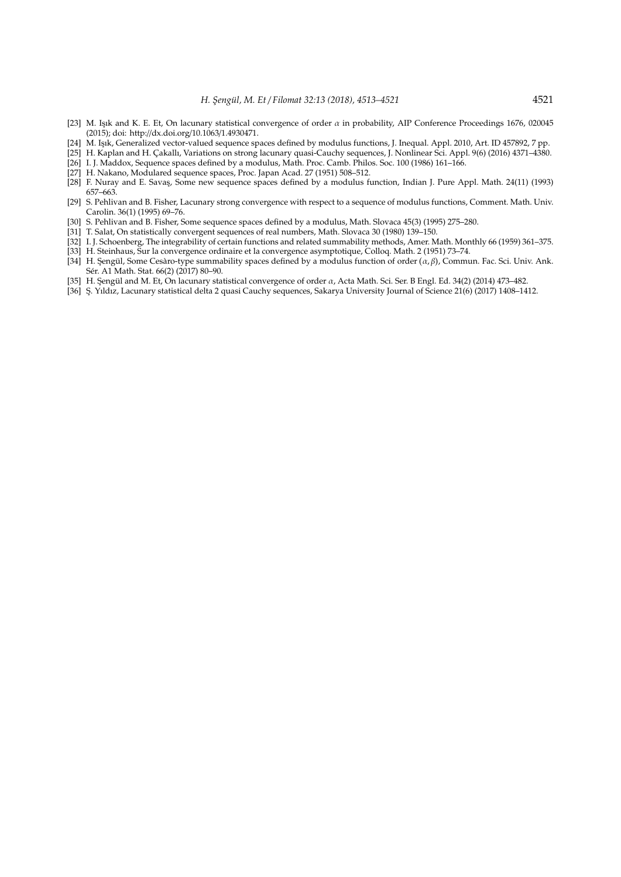[23] M. Işık and K. E. Et, On lacunary statistical convergence of order $\alpha$ in probability, AIP Conference Proceedings 1676, 020045 (2015); doi: http://dx.doi.org/10.1063/1.4930471.

[24] M. Işık, Generalized vector-valued sequence spaces defined by modulus functions, J. Inequal. Appl. 2010, Art. ID 457892, 7 pp.

[25] H. Kaplan and H. Çakallı, Variations on strong lacunary quasi-Cauchy sequences, J. Nonlinear Sci. Appl. 9(6) (2016) 4371–4380.

[26] I. J. Maddox, Sequence spaces defined by a modulus, Math. Proc. Camb. Philos. Soc. 100 (1986) 161–166.

[27] H. Nakano, Modulared sequence spaces, Proc. Japan Acad. 27 (1951) 508–512.

[28] F. Nuray and E. Savaş, Some new sequence spaces defined by a modulus function, Indian J. Pure Appl. Math. 24(11) (1993) 657–663.

[29] S. Pehlivan and B. Fisher, Lacunary strong convergence with respect to a sequence of modulus functions, Comment. Math. Univ. Carolin. 36(1) (1995) 69–76.

[30] S. Pehlivan and B. Fisher, Some sequence spaces defined by a modulus, Math. Slovaca 45(3) (1995) 275–280.

[31] T. Salat, On statistically convergent sequences of real numbers, Math. Slovaca 30 (1980) 139–150.

[32] I. J. Schoenberg, The integrability of certain functions and related summability methods, Amer. Math. Monthly 66 (1959) 361–375.

[33] H. Steinhaus, Sur la convergence ordinaire et la convergence asymptotique, Colloq. Math. 2 (1951) 73–74.

[34] H. Şengül, Some Cesàro-type summability spaces defined by a modulus function of order $(\alpha, \beta)$, Commun. Fac. Sci. Univ. Ank. Sér. A1 Math. Stat. 66(2) (2017) 80–90.

[35] H. Şengül and M. Et, On lacunary statistical convergence of order $\alpha$, Acta Math. Sci. Ser. B Engl. Ed. 34(2) (2014) 473–482.

[36] Ş. Yıldız, Lacunary statistical delta 2 quasi Cauchy sequences, Sakarya University Journal of Science 21(6) (2017) 1408–1412.